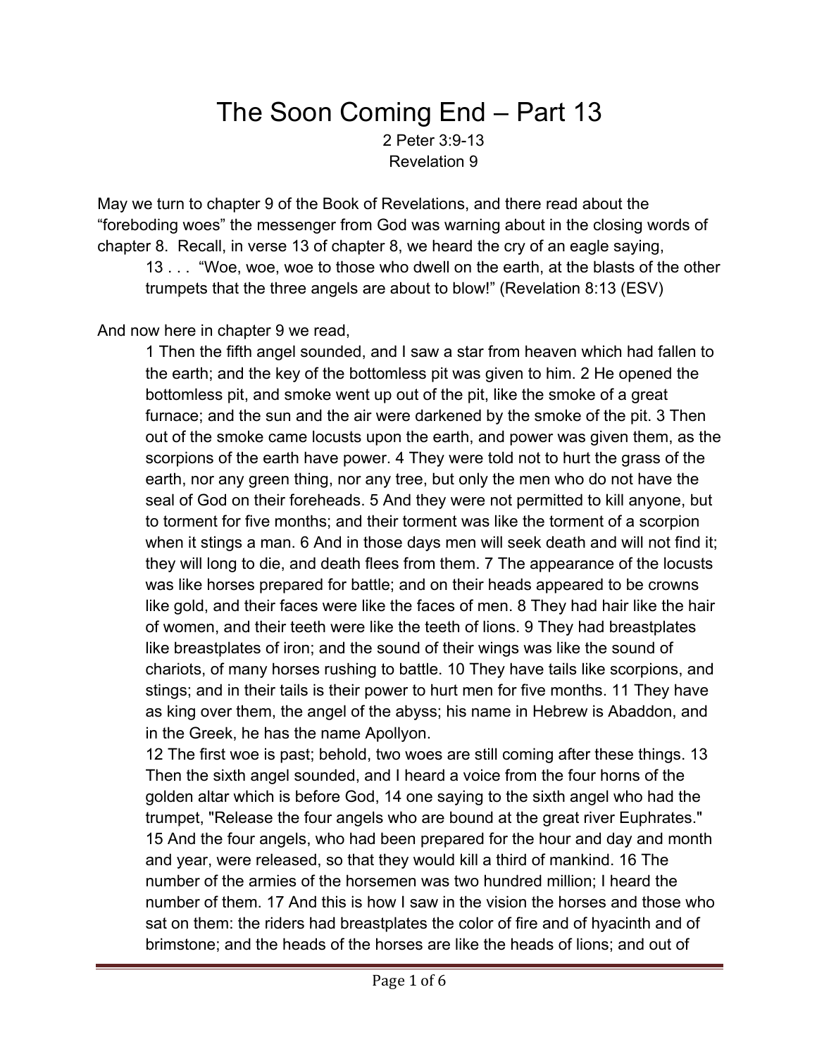# The Soon Coming End – Part 13

2 Peter 3:9-13
Revelation 9

May we turn to chapter 9 of the Book of Revelations, and there read about the "foreboding woes" the messenger from God was warning about in the closing words of chapter 8. Recall, in verse 13 of chapter 8, we heard the cry of an eagle saying,

> 13 . . . "Woe, woe, woe to those who dwell on the earth, at the blasts of the other trumpets that the three angels are about to blow!" (Revelation 8:13 (ESV)

And now here in chapter 9 we read,

> 1 Then the fifth angel sounded, and I saw a star from heaven which had fallen to the earth; and the key of the bottomless pit was given to him. 2 He opened the bottomless pit, and smoke went up out of the pit, like the smoke of a great furnace; and the sun and the air were darkened by the smoke of the pit. 3 Then out of the smoke came locusts upon the earth, and power was given them, as the scorpions of the earth have power. 4 They were told not to hurt the grass of the earth, nor any green thing, nor any tree, but only the men who do not have the seal of God on their foreheads. 5 And they were not permitted to kill anyone, but to torment for five months; and their torment was like the torment of a scorpion when it stings a man. 6 And in those days men will seek death and will not find it; they will long to die, and death flees from them. 7 The appearance of the locusts was like horses prepared for battle; and on their heads appeared to be crowns like gold, and their faces were like the faces of men. 8 They had hair like the hair of women, and their teeth were like the teeth of lions. 9 They had breastplates like breastplates of iron; and the sound of their wings was like the sound of chariots, of many horses rushing to battle. 10 They have tails like scorpions, and stings; and in their tails is their power to hurt men for five months. 11 They have as king over them, the angel of the abyss; his name in Hebrew is Abaddon, and in the Greek, he has the name Apollyon.
>
> 12 The first woe is past; behold, two woes are still coming after these things. 13 Then the sixth angel sounded, and I heard a voice from the four horns of the golden altar which is before God, 14 one saying to the sixth angel who had the trumpet, "Release the four angels who are bound at the great river Euphrates." 15 And the four angels, who had been prepared for the hour and day and month and year, were released, so that they would kill a third of mankind. 16 The number of the armies of the horsemen was two hundred million; I heard the number of them. 17 And this is how I saw in the vision the horses and those who sat on them: the riders had breastplates the color of fire and of hyacinth and of brimstone; and the heads of the horses are like the heads of lions; and out of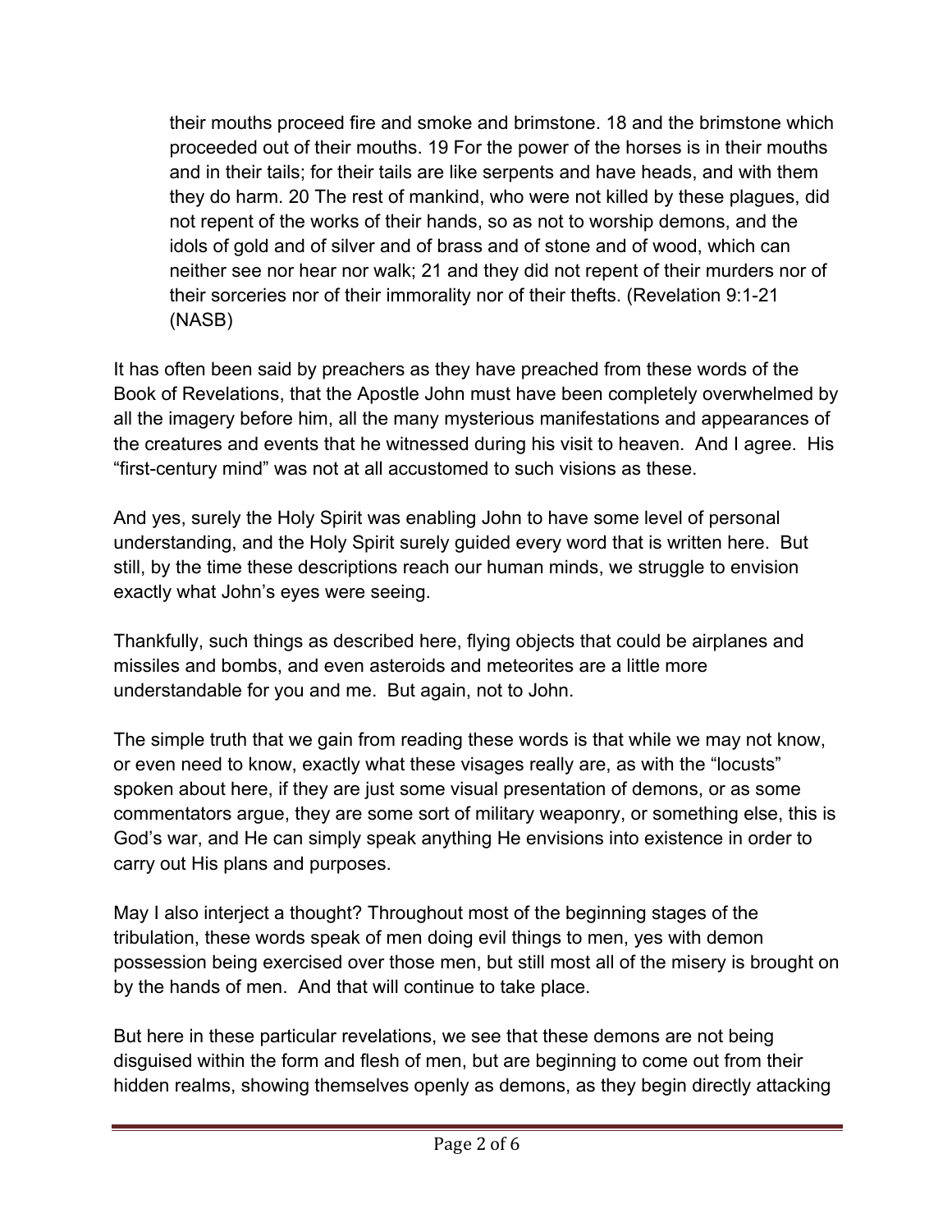> their mouths proceed fire and smoke and brimstone. 18 and the brimstone which proceeded out of their mouths. 19 For the power of the horses is in their mouths and in their tails; for their tails are like serpents and have heads, and with them they do harm. 20 The rest of mankind, who were not killed by these plagues, did not repent of the works of their hands, so as not to worship demons, and the idols of gold and of silver and of brass and of stone and of wood, which can neither see nor hear nor walk; 21 and they did not repent of their murders nor of their sorceries nor of their immorality nor of their thefts. (Revelation 9:1-21 (NASB)

It has often been said by preachers as they have preached from these words of the Book of Revelations, that the Apostle John must have been completely overwhelmed by all the imagery before him, all the many mysterious manifestations and appearances of the creatures and events that he witnessed during his visit to heaven. And I agree. His "first-century mind" was not at all accustomed to such visions as these.

And yes, surely the Holy Spirit was enabling John to have some level of personal understanding, and the Holy Spirit surely guided every word that is written here. But still, by the time these descriptions reach our human minds, we struggle to envision exactly what John's eyes were seeing.

Thankfully, such things as described here, flying objects that could be airplanes and missiles and bombs, and even asteroids and meteorites are a little more understandable for you and me. But again, not to John.

The simple truth that we gain from reading these words is that while we may not know, or even need to know, exactly what these visages really are, as with the "locusts" spoken about here, if they are just some visual presentation of demons, or as some commentators argue, they are some sort of military weaponry, or something else, this is God's war, and He can simply speak anything He envisions into existence in order to carry out His plans and purposes.

May I also interject a thought? Throughout most of the beginning stages of the tribulation, these words speak of men doing evil things to men, yes with demon possession being exercised over those men, but still most all of the misery is brought on by the hands of men. And that will continue to take place.

But here in these particular revelations, we see that these demons are not being disguised within the form and flesh of men, but are beginning to come out from their hidden realms, showing themselves openly as demons, as they begin directly attacking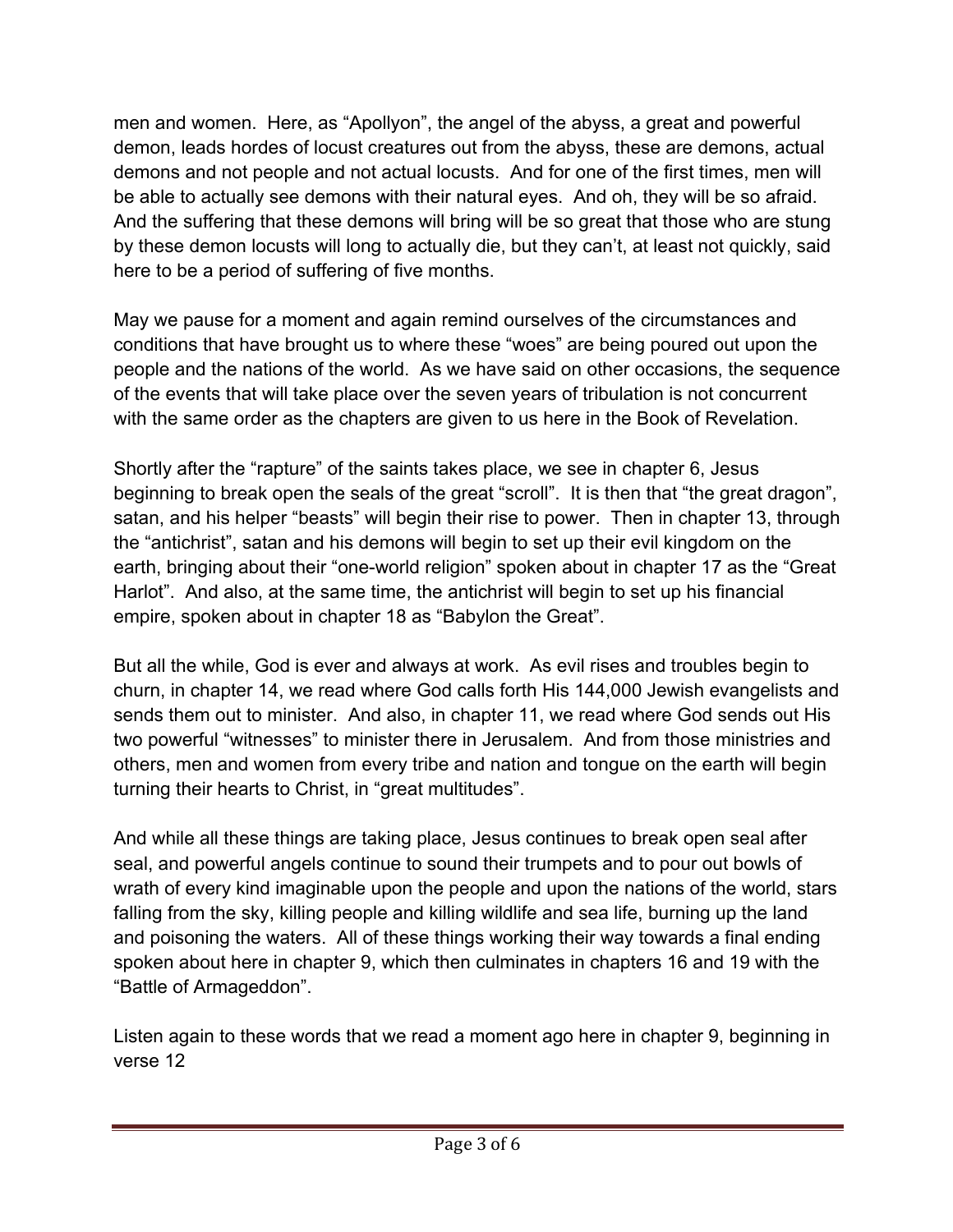men and women. Here, as “Apollyon”, the angel of the abyss, a great and powerful demon, leads hordes of locust creatures out from the abyss, these are demons, actual demons and not people and not actual locusts. And for one of the first times, men will be able to actually see demons with their natural eyes. And oh, they will be so afraid. And the suffering that these demons will bring will be so great that those who are stung by these demon locusts will long to actually die, but they can’t, at least not quickly, said here to be a period of suffering of five months.

May we pause for a moment and again remind ourselves of the circumstances and conditions that have brought us to where these “woes” are being poured out upon the people and the nations of the world. As we have said on other occasions, the sequence of the events that will take place over the seven years of tribulation is not concurrent with the same order as the chapters are given to us here in the Book of Revelation.

Shortly after the “rapture” of the saints takes place, we see in chapter 6, Jesus beginning to break open the seals of the great “scroll”. It is then that “the great dragon”, satan, and his helper “beasts” will begin their rise to power. Then in chapter 13, through the “antichrist”, satan and his demons will begin to set up their evil kingdom on the earth, bringing about their “one-world religion” spoken about in chapter 17 as the “Great Harlot”. And also, at the same time, the antichrist will begin to set up his financial empire, spoken about in chapter 18 as “Babylon the Great”.

But all the while, God is ever and always at work. As evil rises and troubles begin to churn, in chapter 14, we read where God calls forth His 144,000 Jewish evangelists and sends them out to minister. And also, in chapter 11, we read where God sends out His two powerful “witnesses” to minister there in Jerusalem. And from those ministries and others, men and women from every tribe and nation and tongue on the earth will begin turning their hearts to Christ, in “great multitudes”.

And while all these things are taking place, Jesus continues to break open seal after seal, and powerful angels continue to sound their trumpets and to pour out bowls of wrath of every kind imaginable upon the people and upon the nations of the world, stars falling from the sky, killing people and killing wildlife and sea life, burning up the land and poisoning the waters. All of these things working their way towards a final ending spoken about here in chapter 9, which then culminates in chapters 16 and 19 with the “Battle of Armageddon”.

Listen again to these words that we read a moment ago here in chapter 9, beginning in verse 12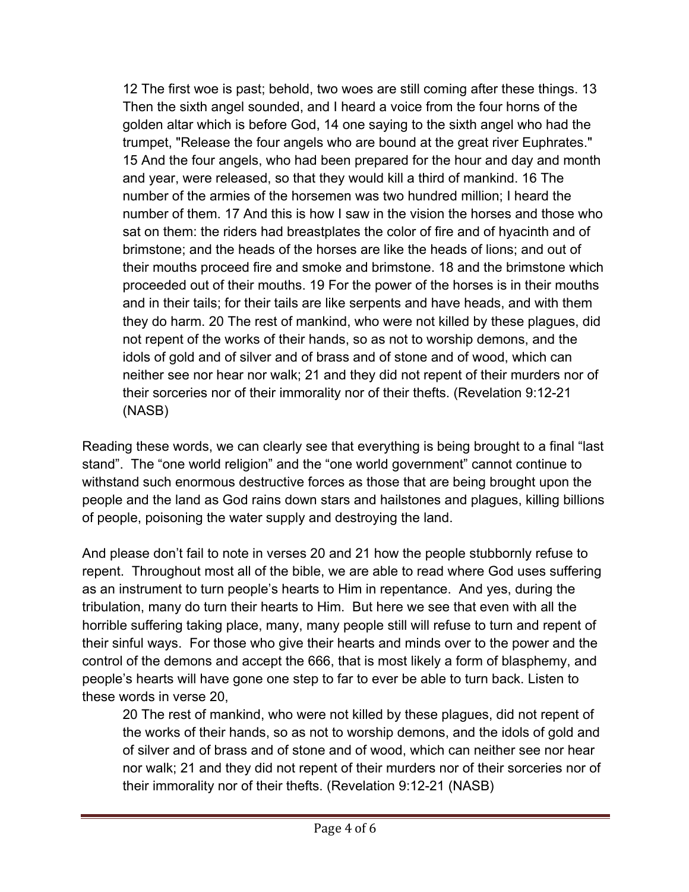> 12 The first woe is past; behold, two woes are still coming after these things. 13 Then the sixth angel sounded, and I heard a voice from the four horns of the golden altar which is before God, 14 one saying to the sixth angel who had the trumpet, "Release the four angels who are bound at the great river Euphrates." 15 And the four angels, who had been prepared for the hour and day and month and year, were released, so that they would kill a third of mankind. 16 The number of the armies of the horsemen was two hundred million; I heard the number of them. 17 And this is how I saw in the vision the horses and those who sat on them: the riders had breastplates the color of fire and of hyacinth and of brimstone; and the heads of the horses are like the heads of lions; and out of their mouths proceed fire and smoke and brimstone. 18 and the brimstone which proceeded out of their mouths. 19 For the power of the horses is in their mouths and in their tails; for their tails are like serpents and have heads, and with them they do harm. 20 The rest of mankind, who were not killed by these plagues, did not repent of the works of their hands, so as not to worship demons, and the idols of gold and of silver and of brass and of stone and of wood, which can neither see nor hear nor walk; 21 and they did not repent of their murders nor of their sorceries nor of their immorality nor of their thefts. (Revelation 9:12-21 (NASB)

Reading these words, we can clearly see that everything is being brought to a final "last stand". The "one world religion" and the "one world government" cannot continue to withstand such enormous destructive forces as those that are being brought upon the people and the land as God rains down stars and hailstones and plagues, killing billions of people, poisoning the water supply and destroying the land.

And please don't fail to note in verses 20 and 21 how the people stubbornly refuse to repent. Throughout most all of the bible, we are able to read where God uses suffering as an instrument to turn people's hearts to Him in repentance. And yes, during the tribulation, many do turn their hearts to Him. But here we see that even with all the horrible suffering taking place, many, many people still will refuse to turn and repent of their sinful ways. For those who give their hearts and minds over to the power and the control of the demons and accept the 666, that is most likely a form of blasphemy, and people's hearts will have gone one step to far to ever be able to turn back. Listen to these words in verse 20,

> 20 The rest of mankind, who were not killed by these plagues, did not repent of the works of their hands, so as not to worship demons, and the idols of gold and of silver and of brass and of stone and of wood, which can neither see nor hear nor walk; 21 and they did not repent of their murders nor of their sorceries nor of their immorality nor of their thefts. (Revelation 9:12-21 (NASB)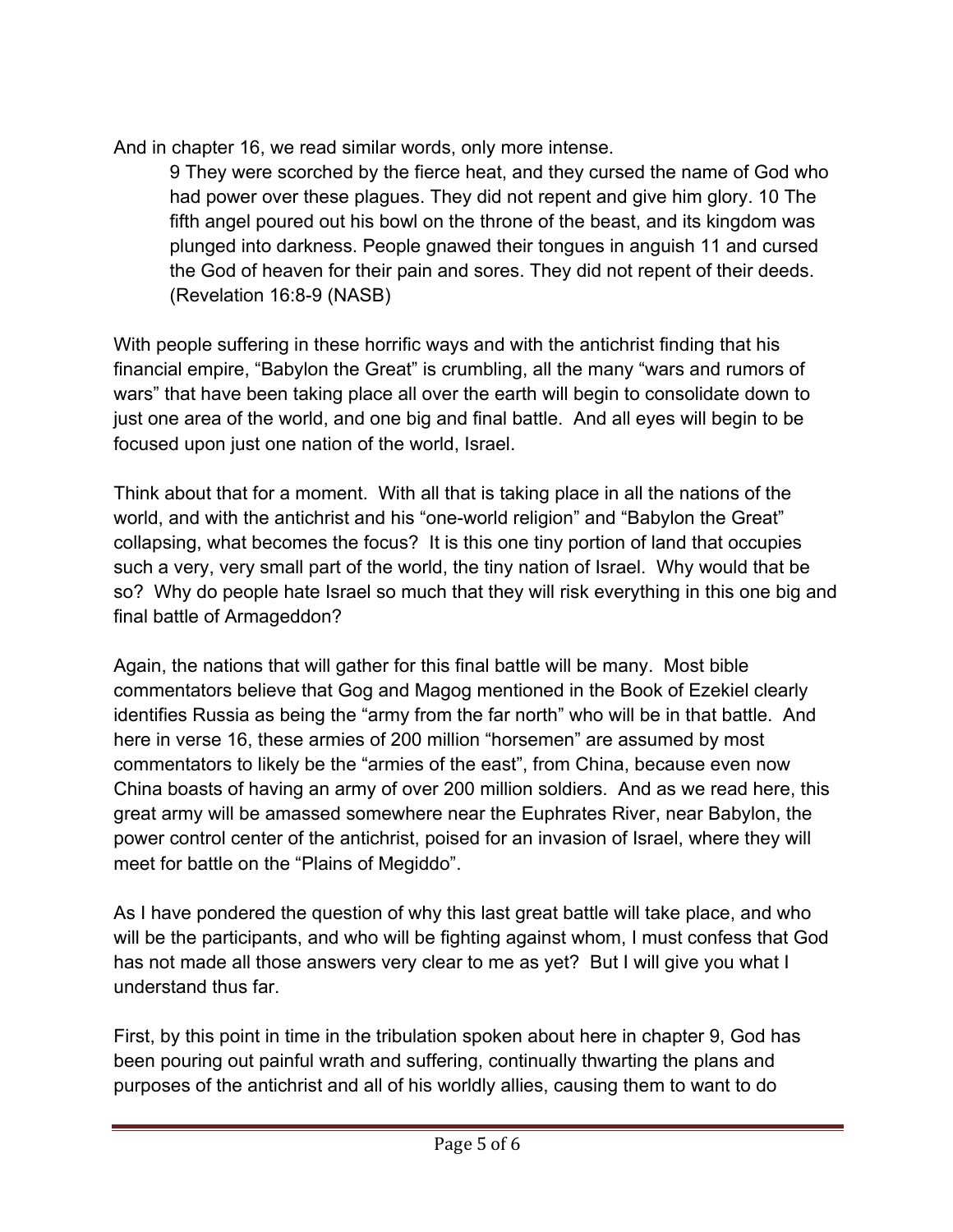And in chapter 16, we read similar words, only more intense.

> 9 They were scorched by the fierce heat, and they cursed the name of God who had power over these plagues. They did not repent and give him glory. 10 The fifth angel poured out his bowl on the throne of the beast, and its kingdom was plunged into darkness. People gnawed their tongues in anguish 11 and cursed the God of heaven for their pain and sores. They did not repent of their deeds. (Revelation 16:8-9 (NASB)

With people suffering in these horrific ways and with the antichrist finding that his financial empire, "Babylon the Great" is crumbling, all the many "wars and rumors of wars" that have been taking place all over the earth will begin to consolidate down to just one area of the world, and one big and final battle. And all eyes will begin to be focused upon just one nation of the world, Israel.

Think about that for a moment. With all that is taking place in all the nations of the world, and with the antichrist and his "one-world religion" and "Babylon the Great" collapsing, what becomes the focus? It is this one tiny portion of land that occupies such a very, very small part of the world, the tiny nation of Israel. Why would that be so? Why do people hate Israel so much that they will risk everything in this one big and final battle of Armageddon?

Again, the nations that will gather for this final battle will be many. Most bible commentators believe that Gog and Magog mentioned in the Book of Ezekiel clearly identifies Russia as being the "army from the far north" who will be in that battle. And here in verse 16, these armies of 200 million "horsemen" are assumed by most commentators to likely be the "armies of the east", from China, because even now China boasts of having an army of over 200 million soldiers. And as we read here, this great army will be amassed somewhere near the Euphrates River, near Babylon, the power control center of the antichrist, poised for an invasion of Israel, where they will meet for battle on the "Plains of Megiddo".

As I have pondered the question of why this last great battle will take place, and who will be the participants, and who will be fighting against whom, I must confess that God has not made all those answers very clear to me as yet? But I will give you what I understand thus far.

First, by this point in time in the tribulation spoken about here in chapter 9, God has been pouring out painful wrath and suffering, continually thwarting the plans and purposes of the antichrist and all of his worldly allies, causing them to want to do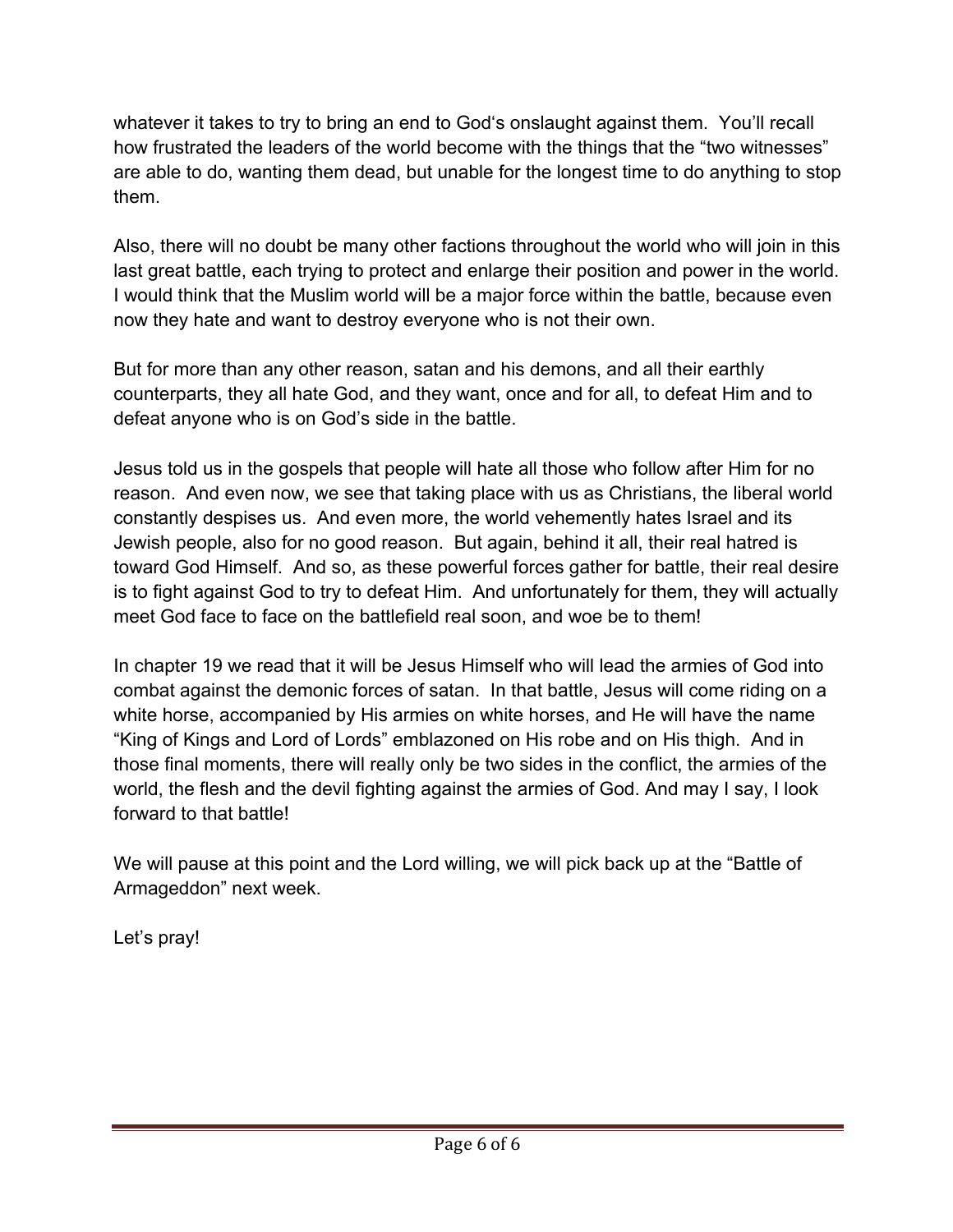whatever it takes to try to bring an end to God's onslaught against them. You'll recall how frustrated the leaders of the world become with the things that the "two witnesses" are able to do, wanting them dead, but unable for the longest time to do anything to stop them.

Also, there will no doubt be many other factions throughout the world who will join in this last great battle, each trying to protect and enlarge their position and power in the world. I would think that the Muslim world will be a major force within the battle, because even now they hate and want to destroy everyone who is not their own.

But for more than any other reason, satan and his demons, and all their earthly counterparts, they all hate God, and they want, once and for all, to defeat Him and to defeat anyone who is on God's side in the battle.

Jesus told us in the gospels that people will hate all those who follow after Him for no reason. And even now, we see that taking place with us as Christians, the liberal world constantly despises us. And even more, the world vehemently hates Israel and its Jewish people, also for no good reason. But again, behind it all, their real hatred is toward God Himself. And so, as these powerful forces gather for battle, their real desire is to fight against God to try to defeat Him. And unfortunately for them, they will actually meet God face to face on the battlefield real soon, and woe be to them!

In chapter 19 we read that it will be Jesus Himself who will lead the armies of God into combat against the demonic forces of satan. In that battle, Jesus will come riding on a white horse, accompanied by His armies on white horses, and He will have the name "King of Kings and Lord of Lords" emblazoned on His robe and on His thigh. And in those final moments, there will really only be two sides in the conflict, the armies of the world, the flesh and the devil fighting against the armies of God. And may I say, I look forward to that battle!

We will pause at this point and the Lord willing, we will pick back up at the "Battle of Armageddon" next week.

Let's pray!